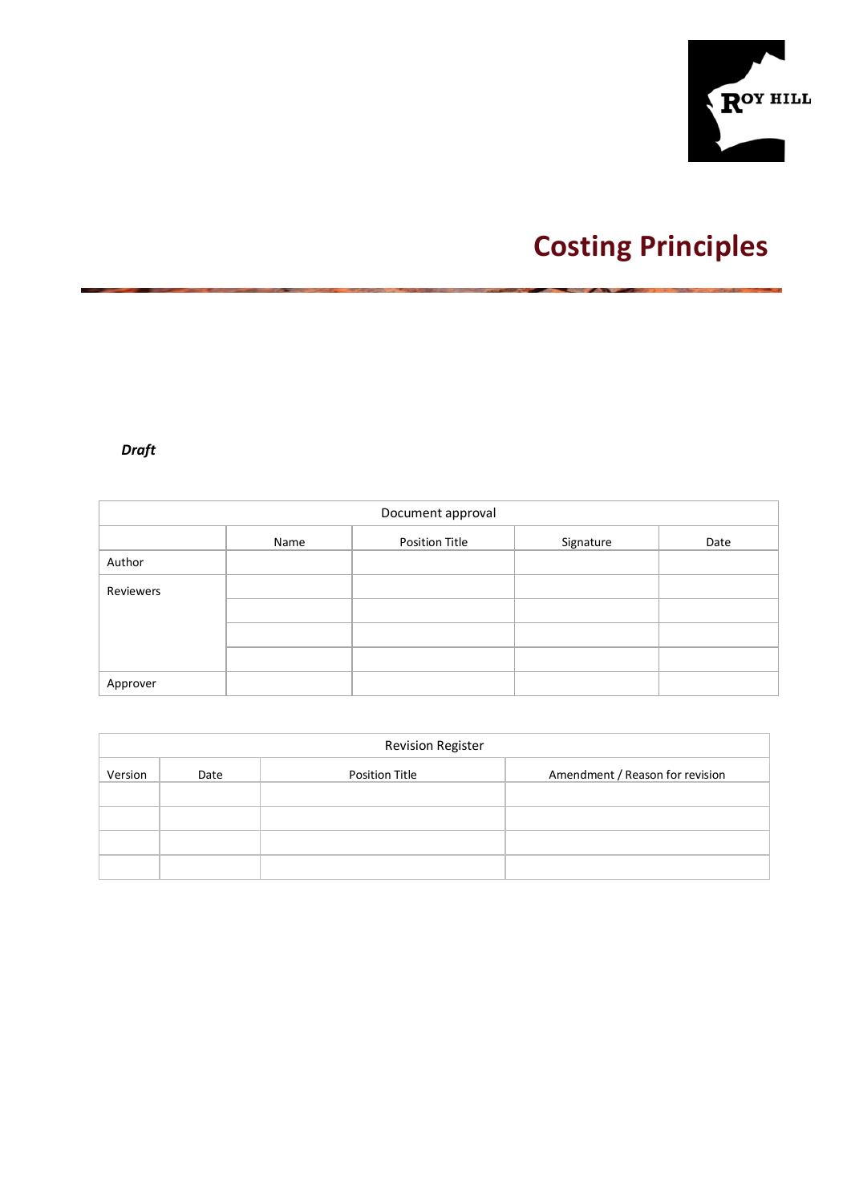# Costing Principles

***Draft***

| Document approval | | | | |
|---|---|---|---|---|
| | Name | Position Title | Signature | Date |
| Author | | | | |
| Reviewers | | | | |
| | | | | |
| | | | | |
| | | | | |
| Approver | | | | |

| Revision Register | | | |
|---|---|---|---|
| Version | Date | Position Title | Amendment / Reason for revision |
| | | | |
| | | | |
| | | | |
| | | | |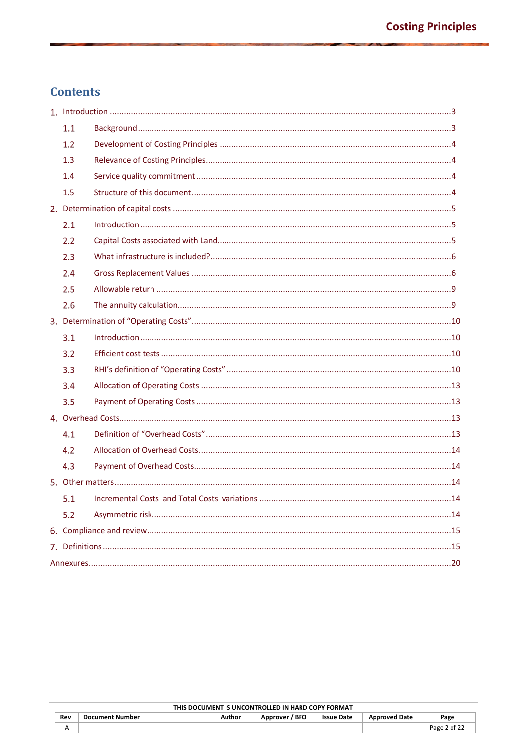## Contents

1. Introduction ....3
   - 1.1 Background ....3
   - 1.2 Development of Costing Principles ....4
   - 1.3 Relevance of Costing Principles....4
   - 1.4 Service quality commitment ....4
   - 1.5 Structure of this document....4
2. Determination of capital costs ....5
   - 2.1 Introduction ....5
   - 2.2 Capital Costs associated with Land....5
   - 2.3 What infrastructure is included?....6
   - 2.4 Gross Replacement Values ....6
   - 2.5 Allowable return ....9
   - 2.6 The annuity calculation....9
3. Determination of "Operating Costs"....10
   - 3.1 Introduction ....10
   - 3.2 Efficient cost tests ....10
   - 3.3 RHI's definition of "Operating Costs" ....10
   - 3.4 Allocation of Operating Costs ....13
   - 3.5 Payment of Operating Costs ....13
4. Overhead Costs....13
   - 4.1 Definition of "Overhead Costs"....13
   - 4.2 Allocation of Overhead Costs....14
   - 4.3 Payment of Overhead Costs....14
5. Other matters....14
   - 5.1 Incremental Costs and Total Costs variations ....14
   - 5.2 Asymmetric risk....14
6. Compliance and review....15
7. Definitions....15

Annexures....20

THIS DOCUMENT IS UNCONTROLLED IN HARD COPY FORMAT

| Rev | Document Number | Author | Approver / BFO | Issue Date | Approved Date | Page |
|---|---|---|---|---|---|---|
| A | | | | | | Page 2 of 22 |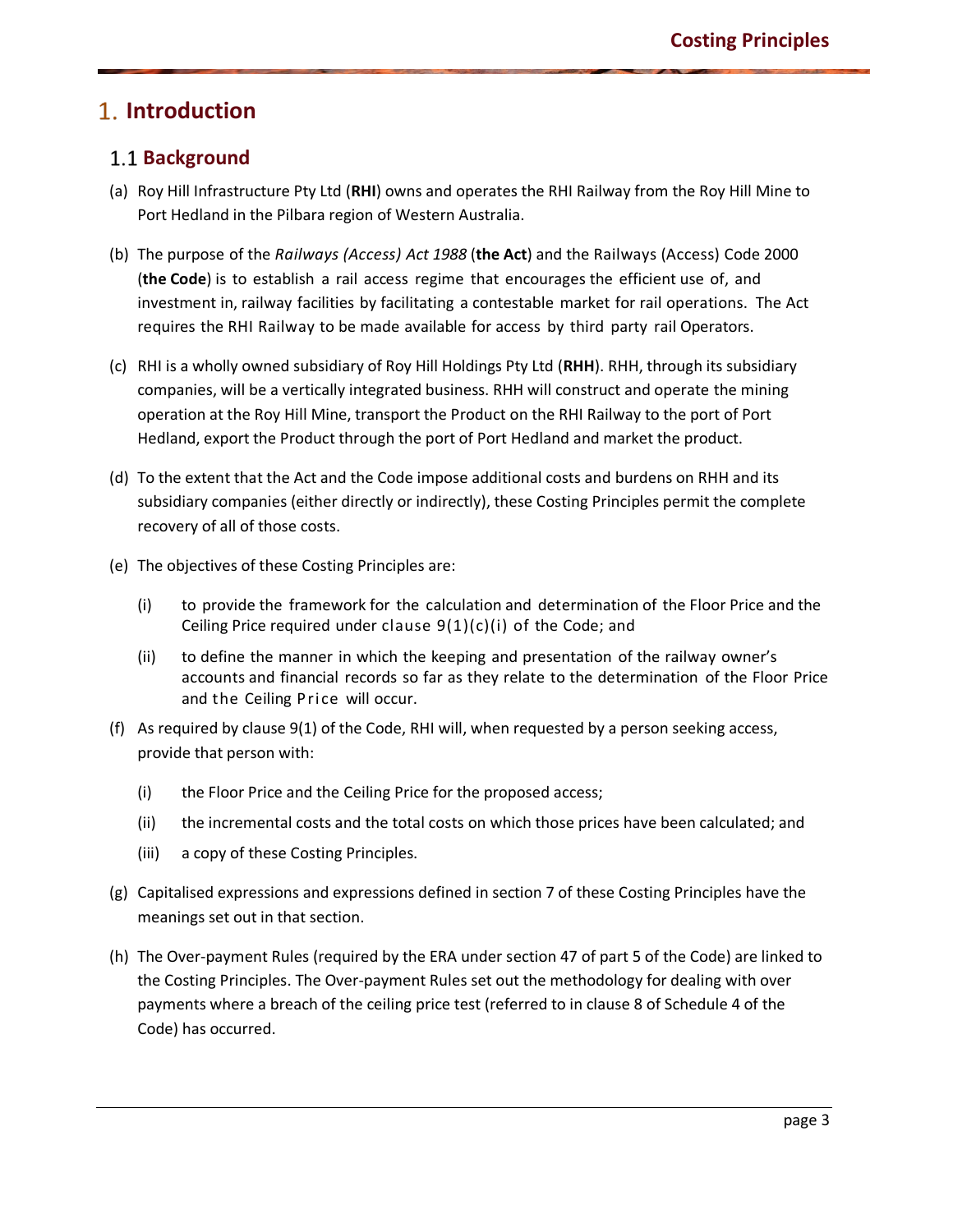# 1. Introduction

## 1.1 Background

(a) Roy Hill Infrastructure Pty Ltd (**RHI**) owns and operates the RHI Railway from the Roy Hill Mine to Port Hedland in the Pilbara region of Western Australia.

(b) The purpose of the *Railways (Access) Act 1988* (**the Act**) and the Railways (Access) Code 2000 (**the Code**) is to establish a rail access regime that encourages the efficient use of, and investment in, railway facilities by facilitating a contestable market for rail operations. The Act requires the RHI Railway to be made available for access by third party rail Operators.

(c) RHI is a wholly owned subsidiary of Roy Hill Holdings Pty Ltd (**RHH**). RHH, through its subsidiary companies, will be a vertically integrated business. RHH will construct and operate the mining operation at the Roy Hill Mine, transport the Product on the RHI Railway to the port of Port Hedland, export the Product through the port of Port Hedland and market the product.

(d) To the extent that the Act and the Code impose additional costs and burdens on RHH and its subsidiary companies (either directly or indirectly), these Costing Principles permit the complete recovery of all of those costs.

(e) The objectives of these Costing Principles are:

   (i) to provide the framework for the calculation and determination of the Floor Price and the Ceiling Price required under clause 9(1)(c)(i) of the Code; and

   (ii) to define the manner in which the keeping and presentation of the railway owner's accounts and financial records so far as they relate to the determination of the Floor Price and the Ceiling Price will occur.

(f) As required by clause 9(1) of the Code, RHI will, when requested by a person seeking access, provide that person with:

   (i) the Floor Price and the Ceiling Price for the proposed access;

   (ii) the incremental costs and the total costs on which those prices have been calculated; and

   (iii) a copy of these Costing Principles.

(g) Capitalised expressions and expressions defined in section 7 of these Costing Principles have the meanings set out in that section.

(h) The Over-payment Rules (required by the ERA under section 47 of part 5 of the Code) are linked to the Costing Principles. The Over-payment Rules set out the methodology for dealing with over payments where a breach of the ceiling price test (referred to in clause 8 of Schedule 4 of the Code) has occurred.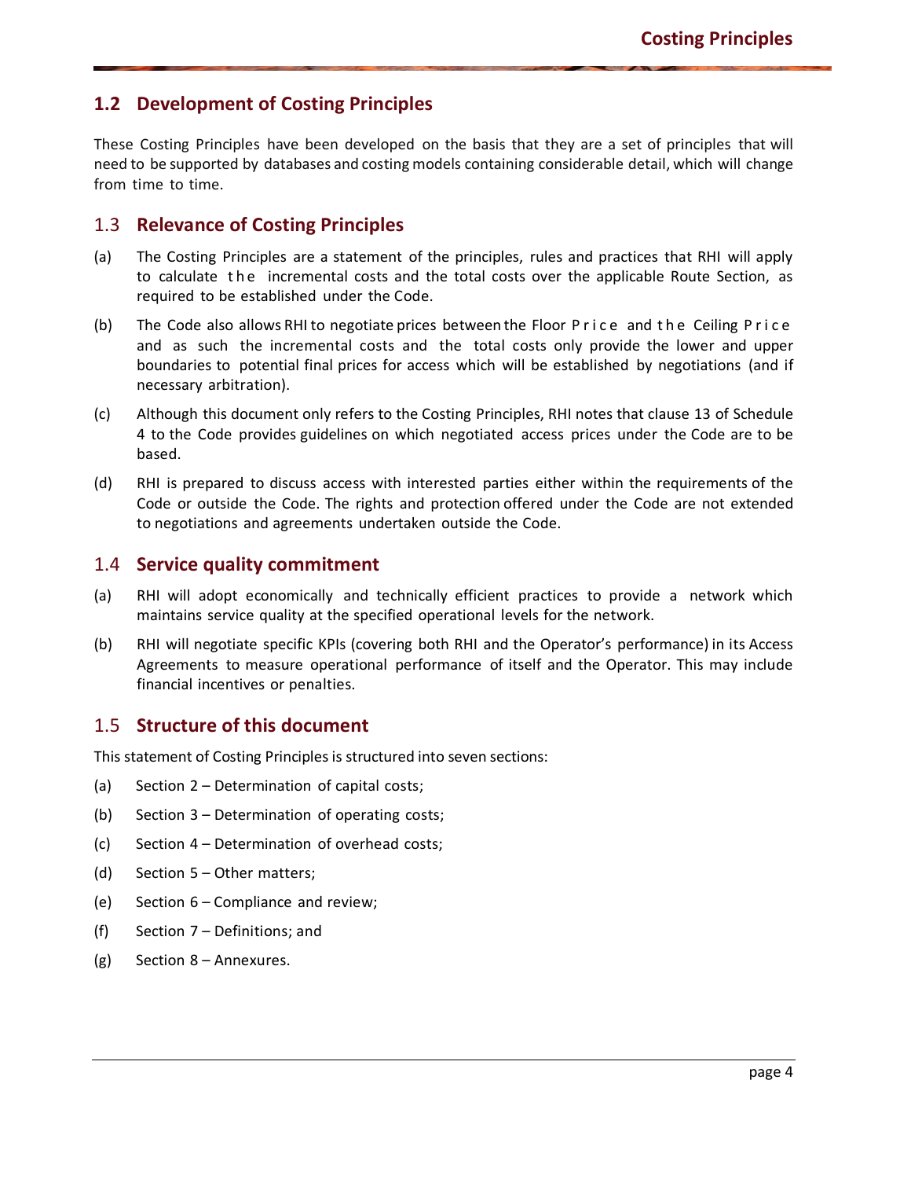## 1.2 Development of Costing Principles

These Costing Principles have been developed on the basis that they are a set of principles that will need to be supported by databases and costing models containing considerable detail, which will change from time to time.

## 1.3 Relevance of Costing Principles

(a) The Costing Principles are a statement of the principles, rules and practices that RHI will apply to calculate the incremental costs and the total costs over the applicable Route Section, as required to be established under the Code.

(b) The Code also allows RHI to negotiate prices between the Floor Price and the Ceiling Price and as such the incremental costs and the total costs only provide the lower and upper boundaries to potential final prices for access which will be established by negotiations (and if necessary arbitration).

(c) Although this document only refers to the Costing Principles, RHI notes that clause 13 of Schedule 4 to the Code provides guidelines on which negotiated access prices under the Code are to be based.

(d) RHI is prepared to discuss access with interested parties either within the requirements of the Code or outside the Code. The rights and protection offered under the Code are not extended to negotiations and agreements undertaken outside the Code.

## 1.4 Service quality commitment

(a) RHI will adopt economically and technically efficient practices to provide a network which maintains service quality at the specified operational levels for the network.

(b) RHI will negotiate specific KPIs (covering both RHI and the Operator's performance) in its Access Agreements to measure operational performance of itself and the Operator. This may include financial incentives or penalties.

## 1.5 Structure of this document

This statement of Costing Principles is structured into seven sections:

(a) Section 2 – Determination of capital costs;

(b) Section 3 – Determination of operating costs;

(c) Section 4 – Determination of overhead costs;

(d) Section 5 – Other matters;

(e) Section 6 – Compliance and review;

(f) Section 7 – Definitions; and

(g) Section 8 – Annexures.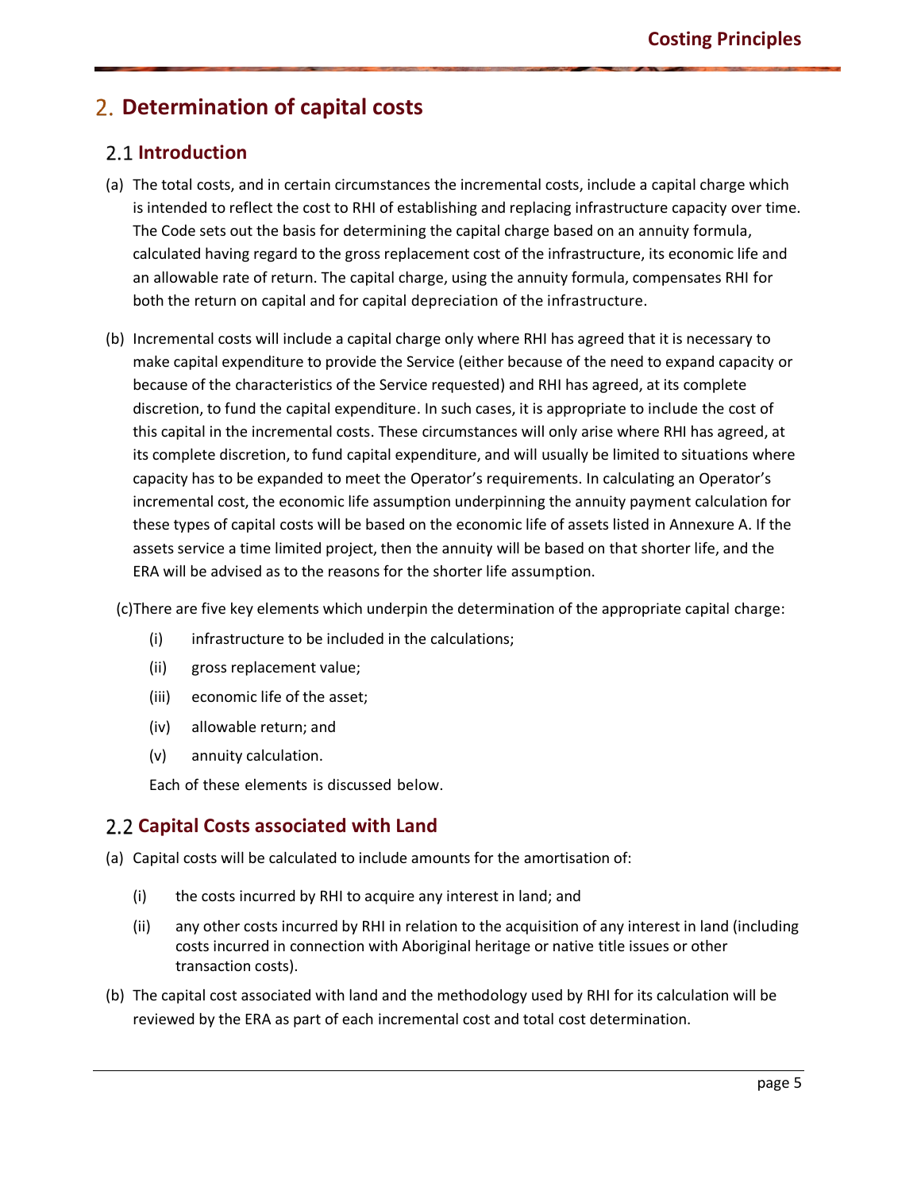## 2. Determination of capital costs

### 2.1 Introduction

(a) The total costs, and in certain circumstances the incremental costs, include a capital charge which is intended to reflect the cost to RHI of establishing and replacing infrastructure capacity over time. The Code sets out the basis for determining the capital charge based on an annuity formula, calculated having regard to the gross replacement cost of the infrastructure, its economic life and an allowable rate of return. The capital charge, using the annuity formula, compensates RHI for both the return on capital and for capital depreciation of the infrastructure.

(b) Incremental costs will include a capital charge only where RHI has agreed that it is necessary to make capital expenditure to provide the Service (either because of the need to expand capacity or because of the characteristics of the Service requested) and RHI has agreed, at its complete discretion, to fund the capital expenditure. In such cases, it is appropriate to include the cost of this capital in the incremental costs. These circumstances will only arise where RHI has agreed, at its complete discretion, to fund capital expenditure, and will usually be limited to situations where capacity has to be expanded to meet the Operator's requirements. In calculating an Operator's incremental cost, the economic life assumption underpinning the annuity payment calculation for these types of capital costs will be based on the economic life of assets listed in Annexure A. If the assets service a time limited project, then the annuity will be based on that shorter life, and the ERA will be advised as to the reasons for the shorter life assumption.

(c) There are five key elements which underpin the determination of the appropriate capital charge:

- (i) infrastructure to be included in the calculations;
- (ii) gross replacement value;
- (iii) economic life of the asset;
- (iv) allowable return; and
- (v) annuity calculation.

Each of these elements is discussed below.

### 2.2 Capital Costs associated with Land

(a) Capital costs will be calculated to include amounts for the amortisation of:

- (i) the costs incurred by RHI to acquire any interest in land; and
- (ii) any other costs incurred by RHI in relation to the acquisition of any interest in land (including costs incurred in connection with Aboriginal heritage or native title issues or other transaction costs).

(b) The capital cost associated with land and the methodology used by RHI for its calculation will be reviewed by the ERA as part of each incremental cost and total cost determination.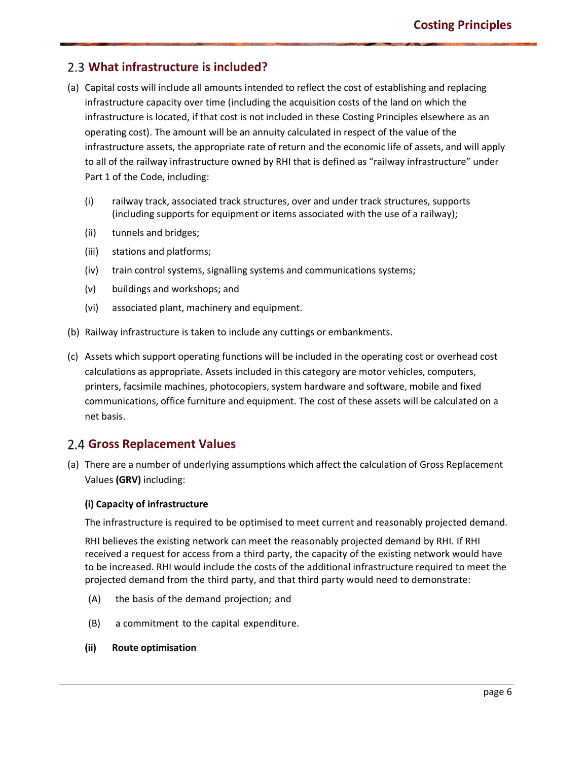## 2.3 What infrastructure is included?

(a) Capital costs will include all amounts intended to reflect the cost of establishing and replacing infrastructure capacity over time (including the acquisition costs of the land on which the infrastructure is located, if that cost is not included in these Costing Principles elsewhere as an operating cost). The amount will be an annuity calculated in respect of the value of the infrastructure assets, the appropriate rate of return and the economic life of assets, and will apply to all of the railway infrastructure owned by RHI that is defined as "railway infrastructure" under Part 1 of the Code, including:

  (i) railway track, associated track structures, over and under track structures, supports (including supports for equipment or items associated with the use of a railway);

  (ii) tunnels and bridges;

  (iii) stations and platforms;

  (iv) train control systems, signalling systems and communications systems;

  (v) buildings and workshops; and

  (vi) associated plant, machinery and equipment.

(b) Railway infrastructure is taken to include any cuttings or embankments.

(c) Assets which support operating functions will be included in the operating cost or overhead cost calculations as appropriate. Assets included in this category are motor vehicles, computers, printers, facsimile machines, photocopiers, system hardware and software, mobile and fixed communications, office furniture and equipment. The cost of these assets will be calculated on a net basis.

## 2.4 Gross Replacement Values

(a) There are a number of underlying assumptions which affect the calculation of Gross Replacement Values **(GRV)** including:

**(i) Capacity of infrastructure**

The infrastructure is required to be optimised to meet current and reasonably projected demand.

RHI believes the existing network can meet the reasonably projected demand by RHI. If RHI received a request for access from a third party, the capacity of the existing network would have to be increased. RHI would include the costs of the additional infrastructure required to meet the projected demand from the third party, and that third party would need to demonstrate:

  (A) the basis of the demand projection; and

  (B) a commitment to the capital expenditure.

**(ii) Route optimisation**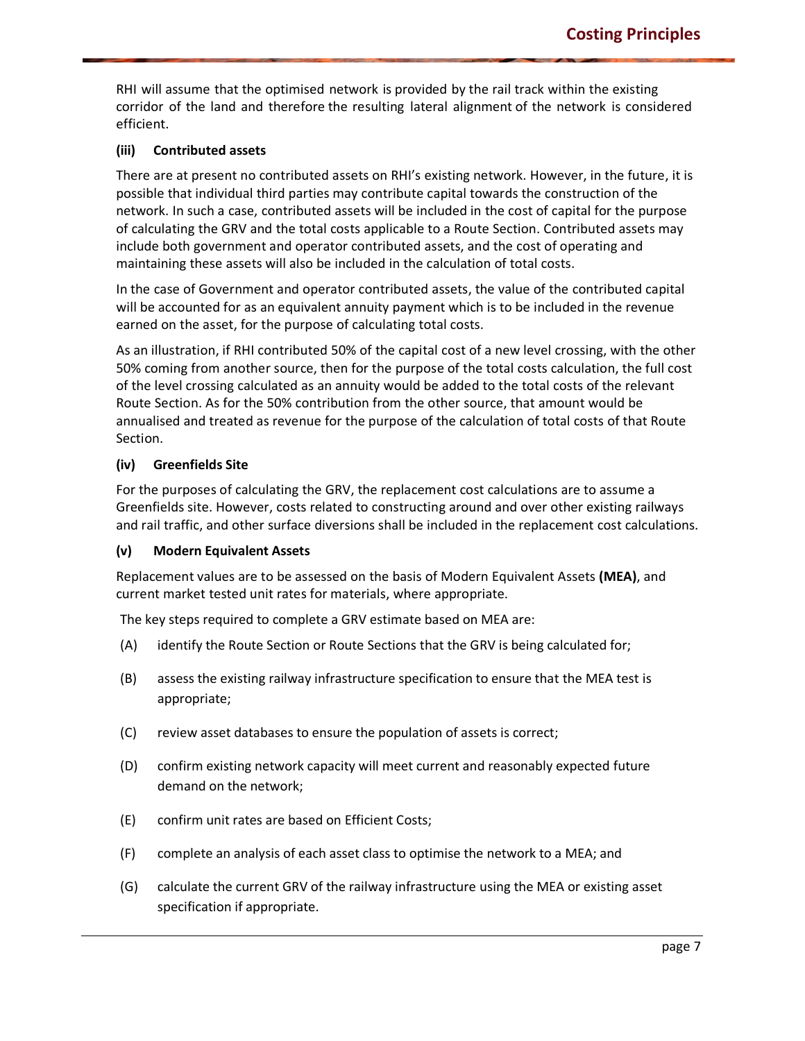RHI will assume that the optimised network is provided by the rail track within the existing corridor of the land and therefore the resulting lateral alignment of the network is considered efficient.

**(iii) Contributed assets**

There are at present no contributed assets on RHI's existing network. However, in the future, it is possible that individual third parties may contribute capital towards the construction of the network. In such a case, contributed assets will be included in the cost of capital for the purpose of calculating the GRV and the total costs applicable to a Route Section. Contributed assets may include both government and operator contributed assets, and the cost of operating and maintaining these assets will also be included in the calculation of total costs.

In the case of Government and operator contributed assets, the value of the contributed capital will be accounted for as an equivalent annuity payment which is to be included in the revenue earned on the asset, for the purpose of calculating total costs.

As an illustration, if RHI contributed 50% of the capital cost of a new level crossing, with the other 50% coming from another source, then for the purpose of the total costs calculation, the full cost of the level crossing calculated as an annuity would be added to the total costs of the relevant Route Section. As for the 50% contribution from the other source, that amount would be annualised and treated as revenue for the purpose of the calculation of total costs of that Route Section.

**(iv) Greenfields Site**

For the purposes of calculating the GRV, the replacement cost calculations are to assume a Greenfields site. However, costs related to constructing around and over other existing railways and rail traffic, and other surface diversions shall be included in the replacement cost calculations.

**(v) Modern Equivalent Assets**

Replacement values are to be assessed on the basis of Modern Equivalent Assets **(MEA)**, and current market tested unit rates for materials, where appropriate.

The key steps required to complete a GRV estimate based on MEA are:

(A) identify the Route Section or Route Sections that the GRV is being calculated for;

(B) assess the existing railway infrastructure specification to ensure that the MEA test is appropriate;

(C) review asset databases to ensure the population of assets is correct;

(D) confirm existing network capacity will meet current and reasonably expected future demand on the network;

(E) confirm unit rates are based on Efficient Costs;

(F) complete an analysis of each asset class to optimise the network to a MEA; and

(G) calculate the current GRV of the railway infrastructure using the MEA or existing asset specification if appropriate.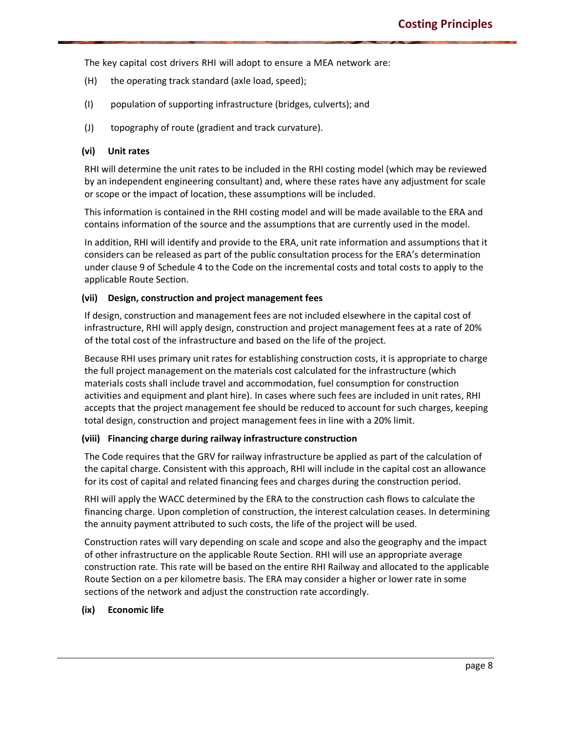The key capital cost drivers RHI will adopt to ensure a MEA network are:

(H) the operating track standard (axle load, speed);

(I) population of supporting infrastructure (bridges, culverts); and

(J) topography of route (gradient and track curvature).

**(vi) Unit rates**

RHI will determine the unit rates to be included in the RHI costing model (which may be reviewed by an independent engineering consultant) and, where these rates have any adjustment for scale or scope or the impact of location, these assumptions will be included.

This information is contained in the RHI costing model and will be made available to the ERA and contains information of the source and the assumptions that are currently used in the model.

In addition, RHI will identify and provide to the ERA, unit rate information and assumptions that it considers can be released as part of the public consultation process for the ERA's determination under clause 9 of Schedule 4 to the Code on the incremental costs and total costs to apply to the applicable Route Section.

**(vii) Design, construction and project management fees**

If design, construction and management fees are not included elsewhere in the capital cost of infrastructure, RHI will apply design, construction and project management fees at a rate of 20% of the total cost of the infrastructure and based on the life of the project.

Because RHI uses primary unit rates for establishing construction costs, it is appropriate to charge the full project management on the materials cost calculated for the infrastructure (which materials costs shall include travel and accommodation, fuel consumption for construction activities and equipment and plant hire). In cases where such fees are included in unit rates, RHI accepts that the project management fee should be reduced to account for such charges, keeping total design, construction and project management fees in line with a 20% limit.

**(viii) Financing charge during railway infrastructure construction**

The Code requires that the GRV for railway infrastructure be applied as part of the calculation of the capital charge. Consistent with this approach, RHI will include in the capital cost an allowance for its cost of capital and related financing fees and charges during the construction period.

RHI will apply the WACC determined by the ERA to the construction cash flows to calculate the financing charge. Upon completion of construction, the interest calculation ceases. In determining the annuity payment attributed to such costs, the life of the project will be used.

Construction rates will vary depending on scale and scope and also the geography and the impact of other infrastructure on the applicable Route Section. RHI will use an appropriate average construction rate. This rate will be based on the entire RHI Railway and allocated to the applicable Route Section on a per kilometre basis. The ERA may consider a higher or lower rate in some sections of the network and adjust the construction rate accordingly.

**(ix) Economic life**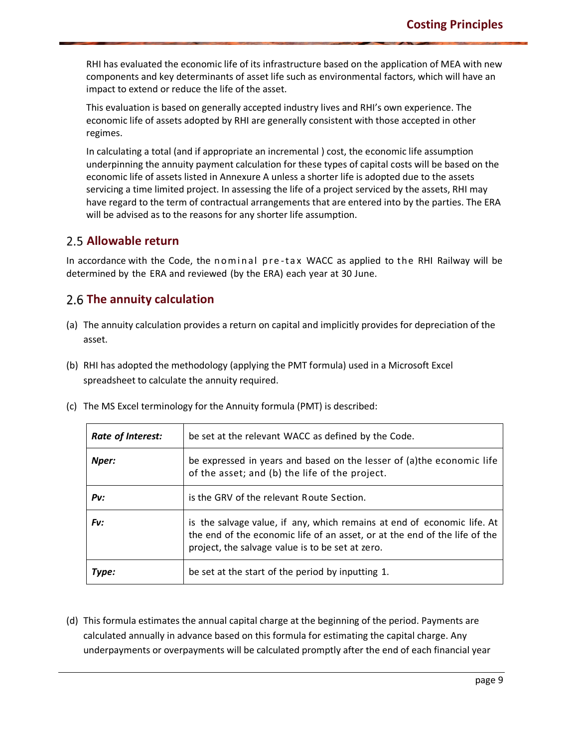RHI has evaluated the economic life of its infrastructure based on the application of MEA with new components and key determinants of asset life such as environmental factors, which will have an impact to extend or reduce the life of the asset.

This evaluation is based on generally accepted industry lives and RHI's own experience. The economic life of assets adopted by RHI are generally consistent with those accepted in other regimes.

In calculating a total (and if appropriate an incremental ) cost, the economic life assumption underpinning the annuity payment calculation for these types of capital costs will be based on the economic life of assets listed in Annexure A unless a shorter life is adopted due to the assets servicing a time limited project. In assessing the life of a project serviced by the assets, RHI may have regard to the term of contractual arrangements that are entered into by the parties. The ERA will be advised as to the reasons for any shorter life assumption.

## 2.5 Allowable return

In accordance with the Code, the nominal pre-tax WACC as applied to the RHI Railway will be determined by the ERA and reviewed (by the ERA) each year at 30 June.

## 2.6 The annuity calculation

(a) The annuity calculation provides a return on capital and implicitly provides for depreciation of the asset.

(b) RHI has adopted the methodology (applying the PMT formula) used in a Microsoft Excel spreadsheet to calculate the annuity required.

(c) The MS Excel terminology for the Annuity formula (PMT) is described:

| | |
|---|---|
| ***Rate of Interest:*** | be set at the relevant WACC as defined by the Code. |
| ***Nper:*** | be expressed in years and based on the lesser of (a)the economic life of the asset; and (b) the life of the project. |
| ***Pv:*** | is the GRV of the relevant Route Section. |
| ***Fv:*** | is the salvage value, if any, which remains at end of economic life. At the end of the economic life of an asset, or at the end of the life of the project, the salvage value is to be set at zero. |
| ***Type:*** | be set at the start of the period by inputting 1. |

(d) This formula estimates the annual capital charge at the beginning of the period. Payments are calculated annually in advance based on this formula for estimating the capital charge. Any underpayments or overpayments will be calculated promptly after the end of each financial year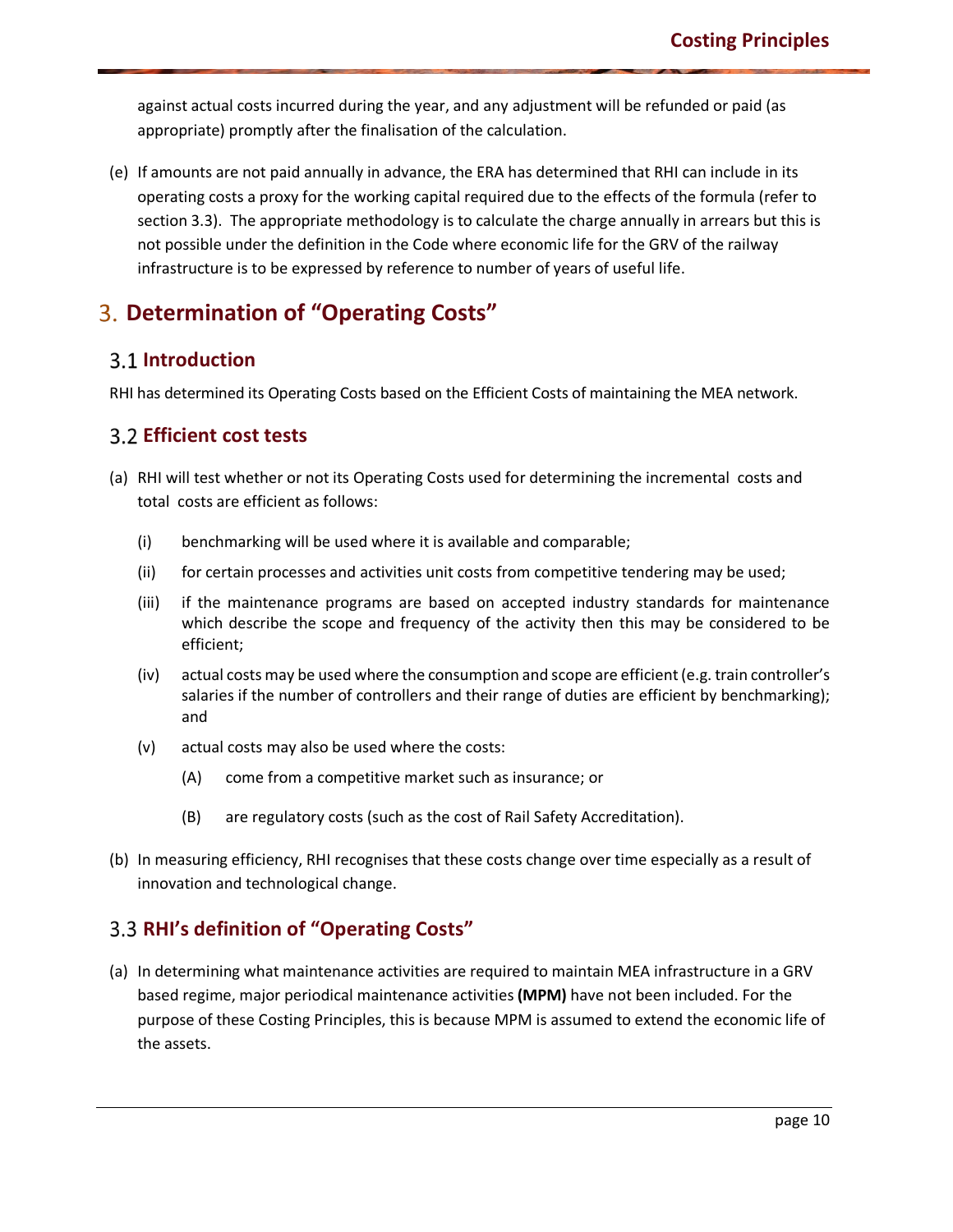against actual costs incurred during the year, and any adjustment will be refunded or paid (as appropriate) promptly after the finalisation of the calculation.

(e) If amounts are not paid annually in advance, the ERA has determined that RHI can include in its operating costs a proxy for the working capital required due to the effects of the formula (refer to section 3.3). The appropriate methodology is to calculate the charge annually in arrears but this is not possible under the definition in the Code where economic life for the GRV of the railway infrastructure is to be expressed by reference to number of years of useful life.

# 3. Determination of "Operating Costs"

## 3.1 Introduction

RHI has determined its Operating Costs based on the Efficient Costs of maintaining the MEA network.

## 3.2 Efficient cost tests

(a) RHI will test whether or not its Operating Costs used for determining the incremental costs and total costs are efficient as follows:

  (i) benchmarking will be used where it is available and comparable;

  (ii) for certain processes and activities unit costs from competitive tendering may be used;

  (iii) if the maintenance programs are based on accepted industry standards for maintenance which describe the scope and frequency of the activity then this may be considered to be efficient;

  (iv) actual costs may be used where the consumption and scope are efficient (e.g. train controller's salaries if the number of controllers and their range of duties are efficient by benchmarking); and

  (v) actual costs may also be used where the costs:

    (A) come from a competitive market such as insurance; or

    (B) are regulatory costs (such as the cost of Rail Safety Accreditation).

(b) In measuring efficiency, RHI recognises that these costs change over time especially as a result of innovation and technological change.

## 3.3 RHI's definition of "Operating Costs"

(a) In determining what maintenance activities are required to maintain MEA infrastructure in a GRV based regime, major periodical maintenance activities **(MPM)** have not been included. For the purpose of these Costing Principles, this is because MPM is assumed to extend the economic life of the assets.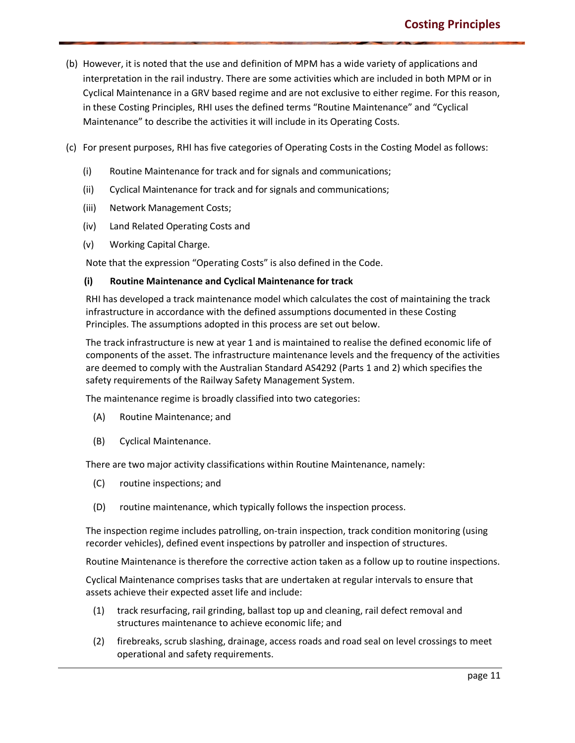(b) However, it is noted that the use and definition of MPM has a wide variety of applications and interpretation in the rail industry. There are some activities which are included in both MPM or in Cyclical Maintenance in a GRV based regime and are not exclusive to either regime. For this reason, in these Costing Principles, RHI uses the defined terms "Routine Maintenance" and "Cyclical Maintenance" to describe the activities it will include in its Operating Costs.

(c) For present purposes, RHI has five categories of Operating Costs in the Costing Model as follows:

(i) Routine Maintenance for track and for signals and communications;

(ii) Cyclical Maintenance for track and for signals and communications;

(iii) Network Management Costs;

(iv) Land Related Operating Costs and

(v) Working Capital Charge.

Note that the expression "Operating Costs" is also defined in the Code.

**(i) Routine Maintenance and Cyclical Maintenance for track**

RHI has developed a track maintenance model which calculates the cost of maintaining the track infrastructure in accordance with the defined assumptions documented in these Costing Principles. The assumptions adopted in this process are set out below.

The track infrastructure is new at year 1 and is maintained to realise the defined economic life of components of the asset. The infrastructure maintenance levels and the frequency of the activities are deemed to comply with the Australian Standard AS4292 (Parts 1 and 2) which specifies the safety requirements of the Railway Safety Management System.

The maintenance regime is broadly classified into two categories:

(A) Routine Maintenance; and

(B) Cyclical Maintenance.

There are two major activity classifications within Routine Maintenance, namely:

(C) routine inspections; and

(D) routine maintenance, which typically follows the inspection process.

The inspection regime includes patrolling, on-train inspection, track condition monitoring (using recorder vehicles), defined event inspections by patroller and inspection of structures.

Routine Maintenance is therefore the corrective action taken as a follow up to routine inspections.

Cyclical Maintenance comprises tasks that are undertaken at regular intervals to ensure that assets achieve their expected asset life and include:

(1) track resurfacing, rail grinding, ballast top up and cleaning, rail defect removal and structures maintenance to achieve economic life; and

(2) firebreaks, scrub slashing, drainage, access roads and road seal on level crossings to meet operational and safety requirements.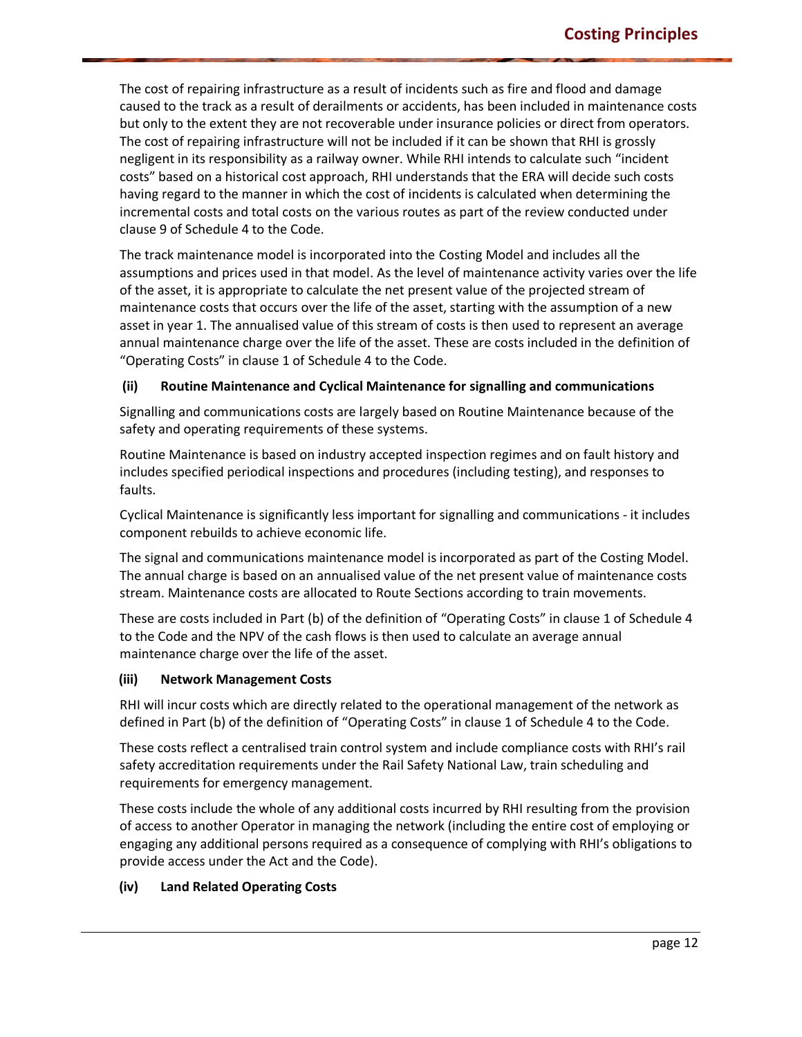The cost of repairing infrastructure as a result of incidents such as fire and flood and damage caused to the track as a result of derailments or accidents, has been included in maintenance costs but only to the extent they are not recoverable under insurance policies or direct from operators. The cost of repairing infrastructure will not be included if it can be shown that RHI is grossly negligent in its responsibility as a railway owner. While RHI intends to calculate such "incident costs" based on a historical cost approach, RHI understands that the ERA will decide such costs having regard to the manner in which the cost of incidents is calculated when determining the incremental costs and total costs on the various routes as part of the review conducted under clause 9 of Schedule 4 to the Code.

The track maintenance model is incorporated into the Costing Model and includes all the assumptions and prices used in that model. As the level of maintenance activity varies over the life of the asset, it is appropriate to calculate the net present value of the projected stream of maintenance costs that occurs over the life of the asset, starting with the assumption of a new asset in year 1. The annualised value of this stream of costs is then used to represent an average annual maintenance charge over the life of the asset. These are costs included in the definition of "Operating Costs" in clause 1 of Schedule 4 to the Code.

#### (ii) Routine Maintenance and Cyclical Maintenance for signalling and communications

Signalling and communications costs are largely based on Routine Maintenance because of the safety and operating requirements of these systems.

Routine Maintenance is based on industry accepted inspection regimes and on fault history and includes specified periodical inspections and procedures (including testing), and responses to faults.

Cyclical Maintenance is significantly less important for signalling and communications - it includes component rebuilds to achieve economic life.

The signal and communications maintenance model is incorporated as part of the Costing Model. The annual charge is based on an annualised value of the net present value of maintenance costs stream. Maintenance costs are allocated to Route Sections according to train movements.

These are costs included in Part (b) of the definition of "Operating Costs" in clause 1 of Schedule 4 to the Code and the NPV of the cash flows is then used to calculate an average annual maintenance charge over the life of the asset.

#### (iii) Network Management Costs

RHI will incur costs which are directly related to the operational management of the network as defined in Part (b) of the definition of "Operating Costs" in clause 1 of Schedule 4 to the Code.

These costs reflect a centralised train control system and include compliance costs with RHI's rail safety accreditation requirements under the Rail Safety National Law, train scheduling and requirements for emergency management.

These costs include the whole of any additional costs incurred by RHI resulting from the provision of access to another Operator in managing the network (including the entire cost of employing or engaging any additional persons required as a consequence of complying with RHI's obligations to provide access under the Act and the Code).

#### (iv) Land Related Operating Costs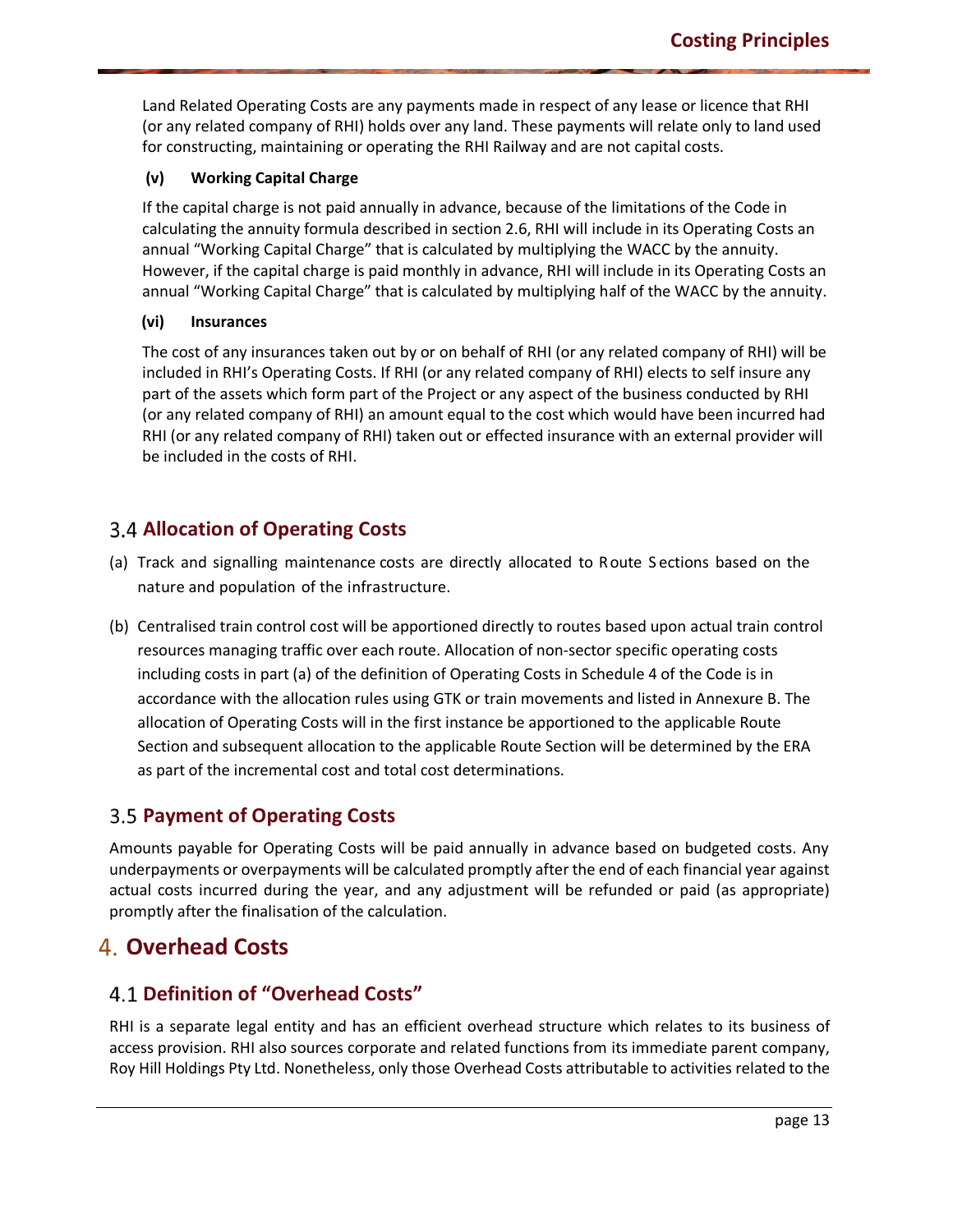Land Related Operating Costs are any payments made in respect of any lease or licence that RHI (or any related company of RHI) holds over any land. These payments will relate only to land used for constructing, maintaining or operating the RHI Railway and are not capital costs.

**(v) Working Capital Charge**

If the capital charge is not paid annually in advance, because of the limitations of the Code in calculating the annuity formula described in section 2.6, RHI will include in its Operating Costs an annual "Working Capital Charge" that is calculated by multiplying the WACC by the annuity. However, if the capital charge is paid monthly in advance, RHI will include in its Operating Costs an annual "Working Capital Charge" that is calculated by multiplying half of the WACC by the annuity.

**(vi) Insurances**

The cost of any insurances taken out by or on behalf of RHI (or any related company of RHI) will be included in RHI's Operating Costs. If RHI (or any related company of RHI) elects to self insure any part of the assets which form part of the Project or any aspect of the business conducted by RHI (or any related company of RHI) an amount equal to the cost which would have been incurred had RHI (or any related company of RHI) taken out or effected insurance with an external provider will be included in the costs of RHI.

## 3.4 Allocation of Operating Costs

(a) Track and signalling maintenance costs are directly allocated to Route Sections based on the nature and population of the infrastructure.

(b) Centralised train control cost will be apportioned directly to routes based upon actual train control resources managing traffic over each route. Allocation of non-sector specific operating costs including costs in part (a) of the definition of Operating Costs in Schedule 4 of the Code is in accordance with the allocation rules using GTK or train movements and listed in Annexure B. The allocation of Operating Costs will in the first instance be apportioned to the applicable Route Section and subsequent allocation to the applicable Route Section will be determined by the ERA as part of the incremental cost and total cost determinations.

## 3.5 Payment of Operating Costs

Amounts payable for Operating Costs will be paid annually in advance based on budgeted costs. Any underpayments or overpayments will be calculated promptly after the end of each financial year against actual costs incurred during the year, and any adjustment will be refunded or paid (as appropriate) promptly after the finalisation of the calculation.

# 4. Overhead Costs

## 4.1 Definition of "Overhead Costs"

RHI is a separate legal entity and has an efficient overhead structure which relates to its business of access provision. RHI also sources corporate and related functions from its immediate parent company, Roy Hill Holdings Pty Ltd. Nonetheless, only those Overhead Costs attributable to activities related to the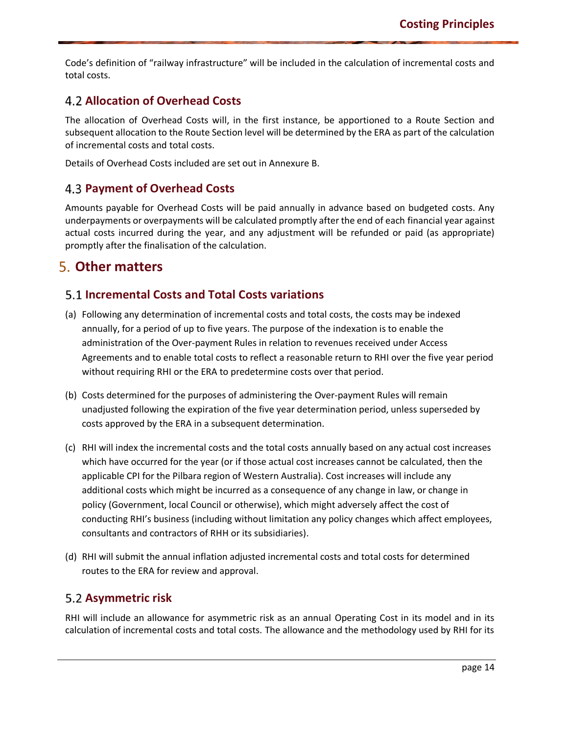Code's definition of "railway infrastructure" will be included in the calculation of incremental costs and total costs.

### 4.2 Allocation of Overhead Costs

The allocation of Overhead Costs will, in the first instance, be apportioned to a Route Section and subsequent allocation to the Route Section level will be determined by the ERA as part of the calculation of incremental costs and total costs.

Details of Overhead Costs included are set out in Annexure B.

### 4.3 Payment of Overhead Costs

Amounts payable for Overhead Costs will be paid annually in advance based on budgeted costs. Any underpayments or overpayments will be calculated promptly after the end of each financial year against actual costs incurred during the year, and any adjustment will be refunded or paid (as appropriate) promptly after the finalisation of the calculation.

## 5. Other matters

### 5.1 Incremental Costs and Total Costs variations

(a) Following any determination of incremental costs and total costs, the costs may be indexed annually, for a period of up to five years. The purpose of the indexation is to enable the administration of the Over-payment Rules in relation to revenues received under Access Agreements and to enable total costs to reflect a reasonable return to RHI over the five year period without requiring RHI or the ERA to predetermine costs over that period.

(b) Costs determined for the purposes of administering the Over-payment Rules will remain unadjusted following the expiration of the five year determination period, unless superseded by costs approved by the ERA in a subsequent determination.

(c) RHI will index the incremental costs and the total costs annually based on any actual cost increases which have occurred for the year (or if those actual cost increases cannot be calculated, then the applicable CPI for the Pilbara region of Western Australia). Cost increases will include any additional costs which might be incurred as a consequence of any change in law, or change in policy (Government, local Council or otherwise), which might adversely affect the cost of conducting RHI's business (including without limitation any policy changes which affect employees, consultants and contractors of RHH or its subsidiaries).

(d) RHI will submit the annual inflation adjusted incremental costs and total costs for determined routes to the ERA for review and approval.

### 5.2 Asymmetric risk

RHI will include an allowance for asymmetric risk as an annual Operating Cost in its model and in its calculation of incremental costs and total costs. The allowance and the methodology used by RHI for its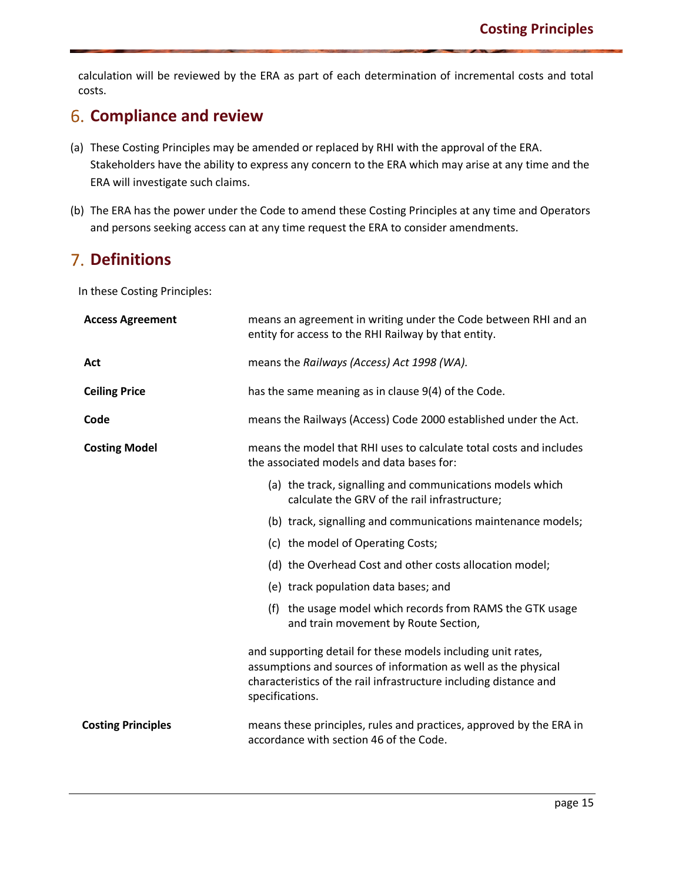calculation will be reviewed by the ERA as part of each determination of incremental costs and total costs.

## 6. Compliance and review

(a) These Costing Principles may be amended or replaced by RHI with the approval of the ERA. Stakeholders have the ability to express any concern to the ERA which may arise at any time and the ERA will investigate such claims.

(b) The ERA has the power under the Code to amend these Costing Principles at any time and Operators and persons seeking access can at any time request the ERA to consider amendments.

## 7. Definitions

In these Costing Principles:

**Access Agreement** means an agreement in writing under the Code between RHI and an entity for access to the RHI Railway by that entity.

**Act** means the *Railways (Access) Act 1998 (WA).*

**Ceiling Price** has the same meaning as in clause 9(4) of the Code.

**Code** means the Railways (Access) Code 2000 established under the Act.

**Costing Model** means the model that RHI uses to calculate total costs and includes the associated models and data bases for:

(a) the track, signalling and communications models which calculate the GRV of the rail infrastructure;

(b) track, signalling and communications maintenance models;

(c) the model of Operating Costs;

(d) the Overhead Cost and other costs allocation model;

(e) track population data bases; and

(f) the usage model which records from RAMS the GTK usage and train movement by Route Section,

and supporting detail for these models including unit rates, assumptions and sources of information as well as the physical characteristics of the rail infrastructure including distance and specifications.

**Costing Principles** means these principles, rules and practices, approved by the ERA in accordance with section 46 of the Code.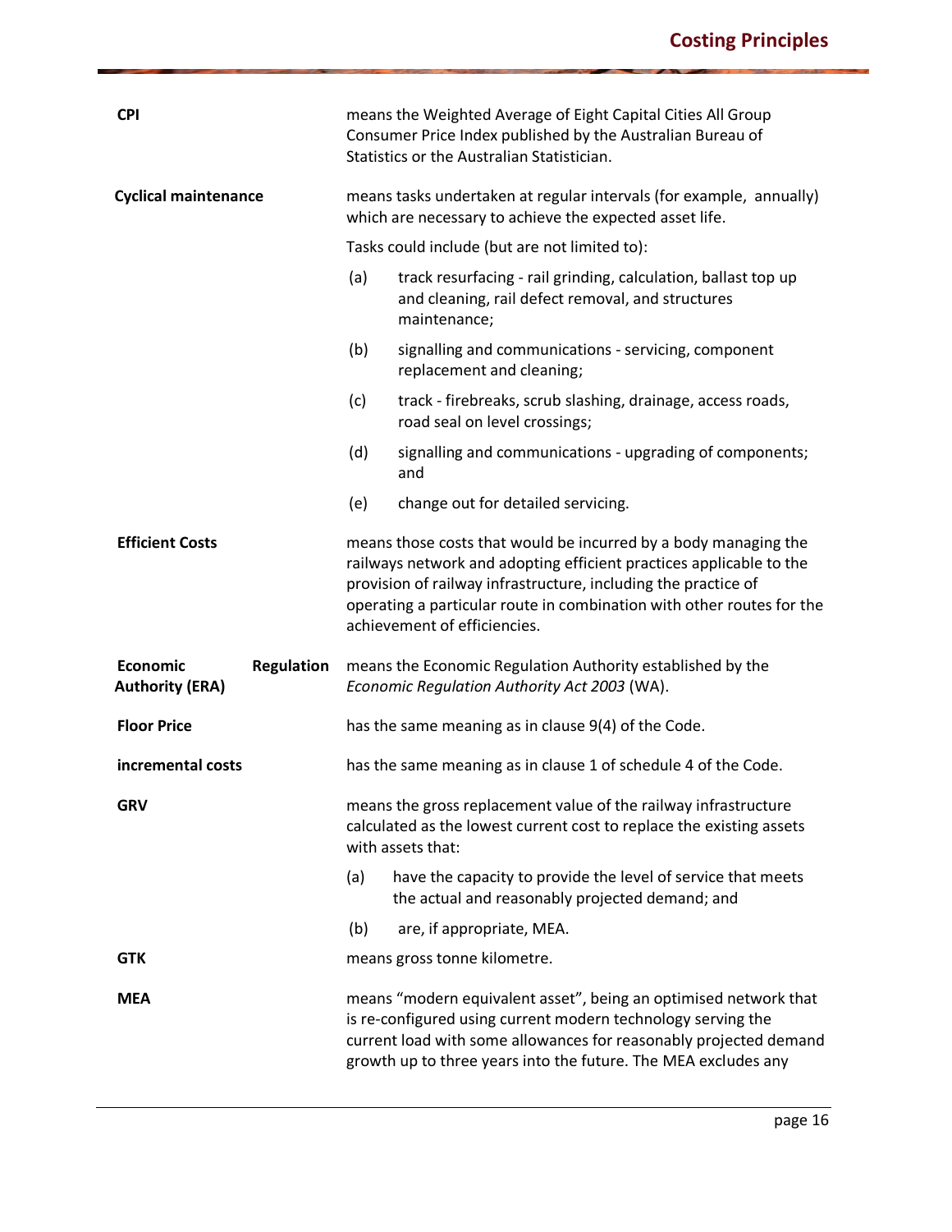| | |
|---|---|
| **CPI** | means the Weighted Average of Eight Capital Cities All Group Consumer Price Index published by the Australian Bureau of Statistics or the Australian Statistician. |
| **Cyclical maintenance** | means tasks undertaken at regular intervals (for example, annually) which are necessary to achieve the expected asset life.<br><br>Tasks could include (but are not limited to):<br><br>(a) track resurfacing - rail grinding, calculation, ballast top up and cleaning, rail defect removal, and structures maintenance;<br><br>(b) signalling and communications - servicing, component replacement and cleaning;<br><br>(c) track - firebreaks, scrub slashing, drainage, access roads, road seal on level crossings;<br><br>(d) signalling and communications - upgrading of components; and<br><br>(e) change out for detailed servicing. |
| **Efficient Costs** | means those costs that would be incurred by a body managing the railways network and adopting efficient practices applicable to the provision of railway infrastructure, including the practice of operating a particular route in combination with other routes for the achievement of efficiencies. |
| **Economic Regulation Authority (ERA)** | means the Economic Regulation Authority established by the *Economic Regulation Authority Act 2003* (WA). |
| **Floor Price** | has the same meaning as in clause 9(4) of the Code. |
| **incremental costs** | has the same meaning as in clause 1 of schedule 4 of the Code. |
| **GRV** | means the gross replacement value of the railway infrastructure calculated as the lowest current cost to replace the existing assets with assets that:<br><br>(a) have the capacity to provide the level of service that meets the actual and reasonably projected demand; and<br><br>(b) are, if appropriate, MEA. |
| **GTK** | means gross tonne kilometre. |
| **MEA** | means "modern equivalent asset", being an optimised network that is re-configured using current modern technology serving the current load with some allowances for reasonably projected demand growth up to three years into the future. The MEA excludes any |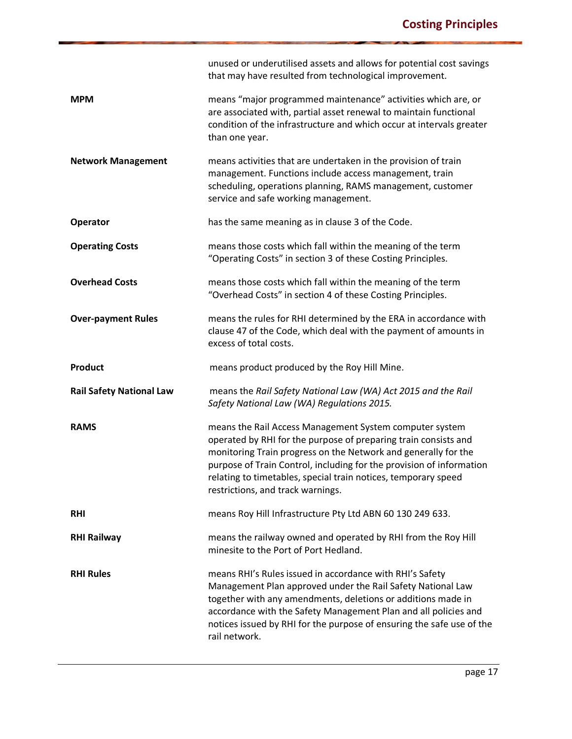| | |
|---|---|
| | unused or underutilised assets and allows for potential cost savings that may have resulted from technological improvement. |
| **MPM** | means "major programmed maintenance" activities which are, or are associated with, partial asset renewal to maintain functional condition of the infrastructure and which occur at intervals greater than one year. |
| **Network Management** | means activities that are undertaken in the provision of train management. Functions include access management, train scheduling, operations planning, RAMS management, customer service and safe working management. |
| **Operator** | has the same meaning as in clause 3 of the Code. |
| **Operating Costs** | means those costs which fall within the meaning of the term "Operating Costs" in section 3 of these Costing Principles. |
| **Overhead Costs** | means those costs which fall within the meaning of the term "Overhead Costs" in section 4 of these Costing Principles. |
| **Over-payment Rules** | means the rules for RHI determined by the ERA in accordance with clause 47 of the Code, which deal with the payment of amounts in excess of total costs. |
| **Product** | means product produced by the Roy Hill Mine. |
| **Rail Safety National Law** | means the *Rail Safety National Law (WA) Act 2015 and the Rail Safety National Law (WA) Regulations 2015.* |
| **RAMS** | means the Rail Access Management System computer system operated by RHI for the purpose of preparing train consists and monitoring Train progress on the Network and generally for the purpose of Train Control, including for the provision of information relating to timetables, special train notices, temporary speed restrictions, and track warnings. |
| **RHI** | means Roy Hill Infrastructure Pty Ltd ABN 60 130 249 633. |
| **RHI Railway** | means the railway owned and operated by RHI from the Roy Hill minesite to the Port of Port Hedland. |
| **RHI Rules** | means RHI's Rules issued in accordance with RHI's Safety Management Plan approved under the Rail Safety National Law together with any amendments, deletions or additions made in accordance with the Safety Management Plan and all policies and notices issued by RHI for the purpose of ensuring the safe use of the rail network. |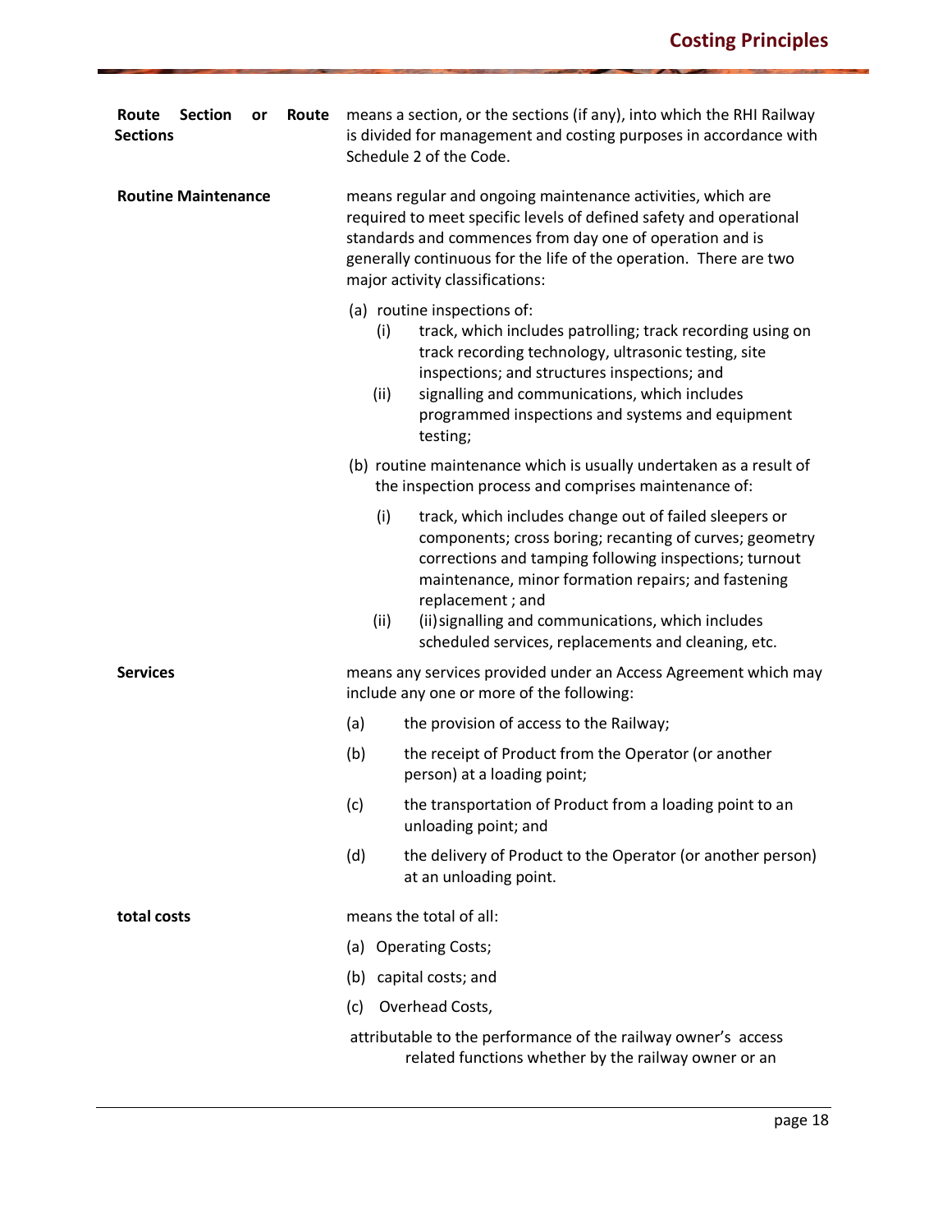**Route Section or Route Sections** means a section, or the sections (if any), into which the RHI Railway is divided for management and costing purposes in accordance with Schedule 2 of the Code.

**Routine Maintenance** means regular and ongoing maintenance activities, which are required to meet specific levels of defined safety and operational standards and commences from day one of operation and is generally continuous for the life of the operation. There are two major activity classifications:

(a) routine inspections of:

   (i) track, which includes patrolling; track recording using on track recording technology, ultrasonic testing, site inspections; and structures inspections; and

   (ii) signalling and communications, which includes programmed inspections and systems and equipment testing;

(b) routine maintenance which is usually undertaken as a result of the inspection process and comprises maintenance of:

   (i) track, which includes change out of failed sleepers or components; cross boring; recanting of curves; geometry corrections and tamping following inspections; turnout maintenance, minor formation repairs; and fastening replacement ; and

   (ii) (ii) signalling and communications, which includes scheduled services, replacements and cleaning, etc.

**Services** means any services provided under an Access Agreement which may include any one or more of the following:

(a) the provision of access to the Railway;

(b) the receipt of Product from the Operator (or another person) at a loading point;

(c) the transportation of Product from a loading point to an unloading point; and

(d) the delivery of Product to the Operator (or another person) at an unloading point.

**total costs** means the total of all:

(a) Operating Costs;

(b) capital costs; and

(c) Overhead Costs,

attributable to the performance of the railway owner's access related functions whether by the railway owner or an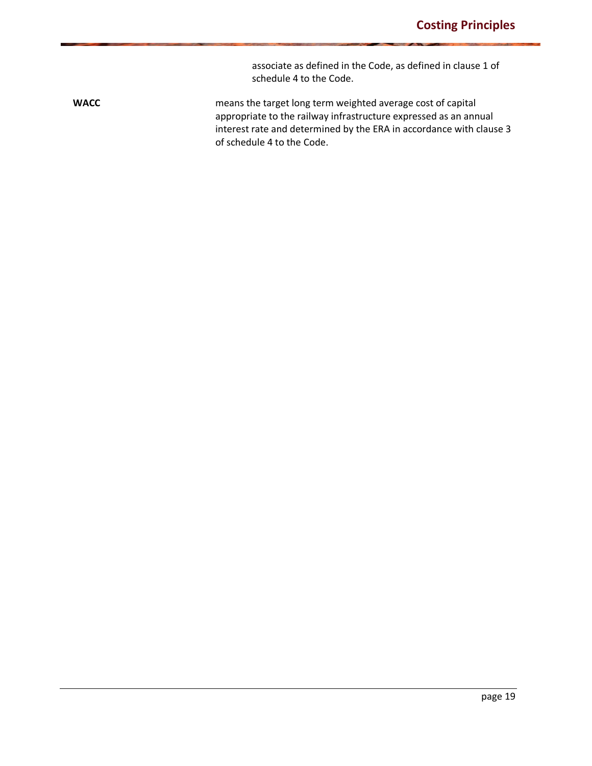associate as defined in the Code, as defined in clause 1 of schedule 4 to the Code.

| | |
|---|---|
| **WACC** | means the target long term weighted average cost of capital appropriate to the railway infrastructure expressed as an annual interest rate and determined by the ERA in accordance with clause 3 of schedule 4 to the Code. |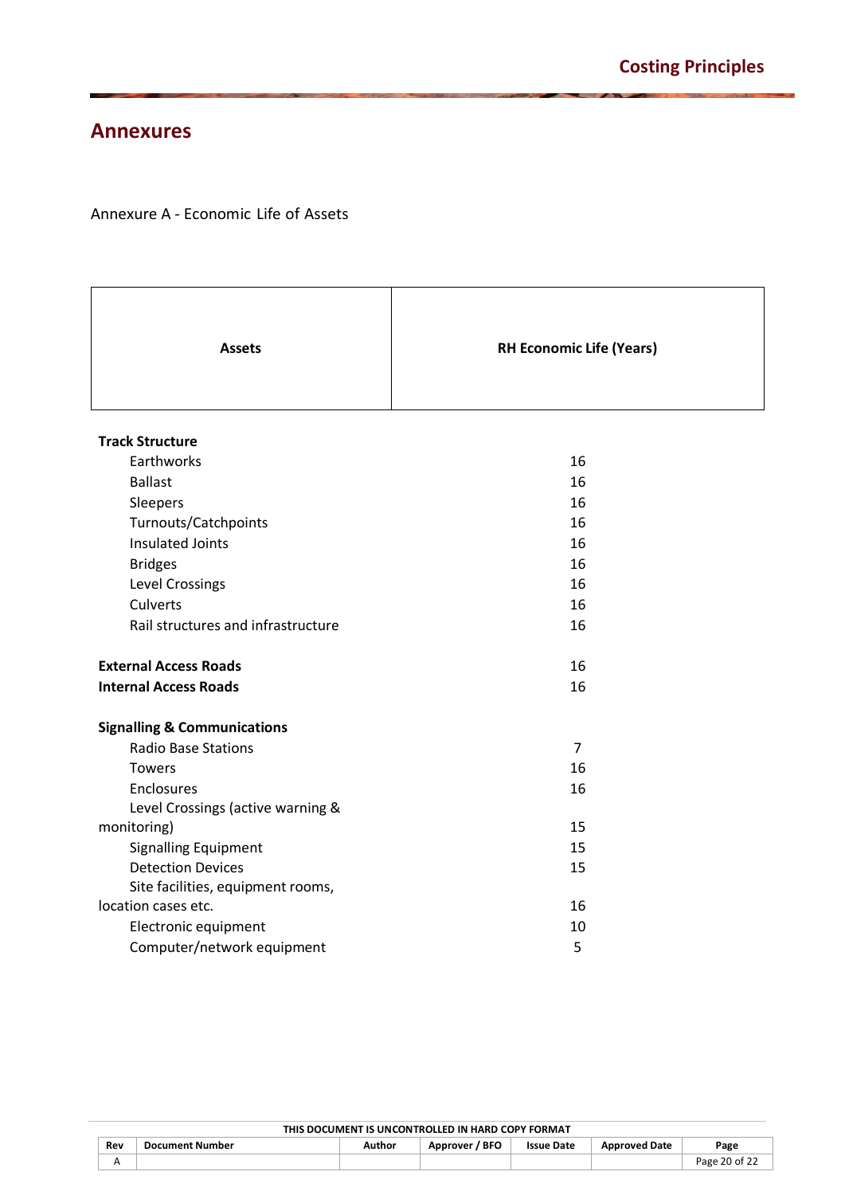## Annexures

Annexure A - Economic Life of Assets

| Assets | RH Economic Life (Years) |
|---|---|
| **Track Structure** | |
| Earthworks | 16 |
| Ballast | 16 |
| Sleepers | 16 |
| Turnouts/Catchpoints | 16 |
| Insulated Joints | 16 |
| Bridges | 16 |
| Level Crossings | 16 |
| Culverts | 16 |
| Rail structures and infrastructure | 16 |
| **External Access Roads** | 16 |
| **Internal Access Roads** | 16 |
| **Signalling & Communications** | |
| Radio Base Stations | 7 |
| Towers | 16 |
| Enclosures | 16 |
| Level Crossings (active warning & monitoring) | 15 |
| Signalling Equipment | 15 |
| Detection Devices | 15 |
| Site facilities, equipment rooms, location cases etc. | 16 |
| Electronic equipment | 10 |
| Computer/network equipment | 5 |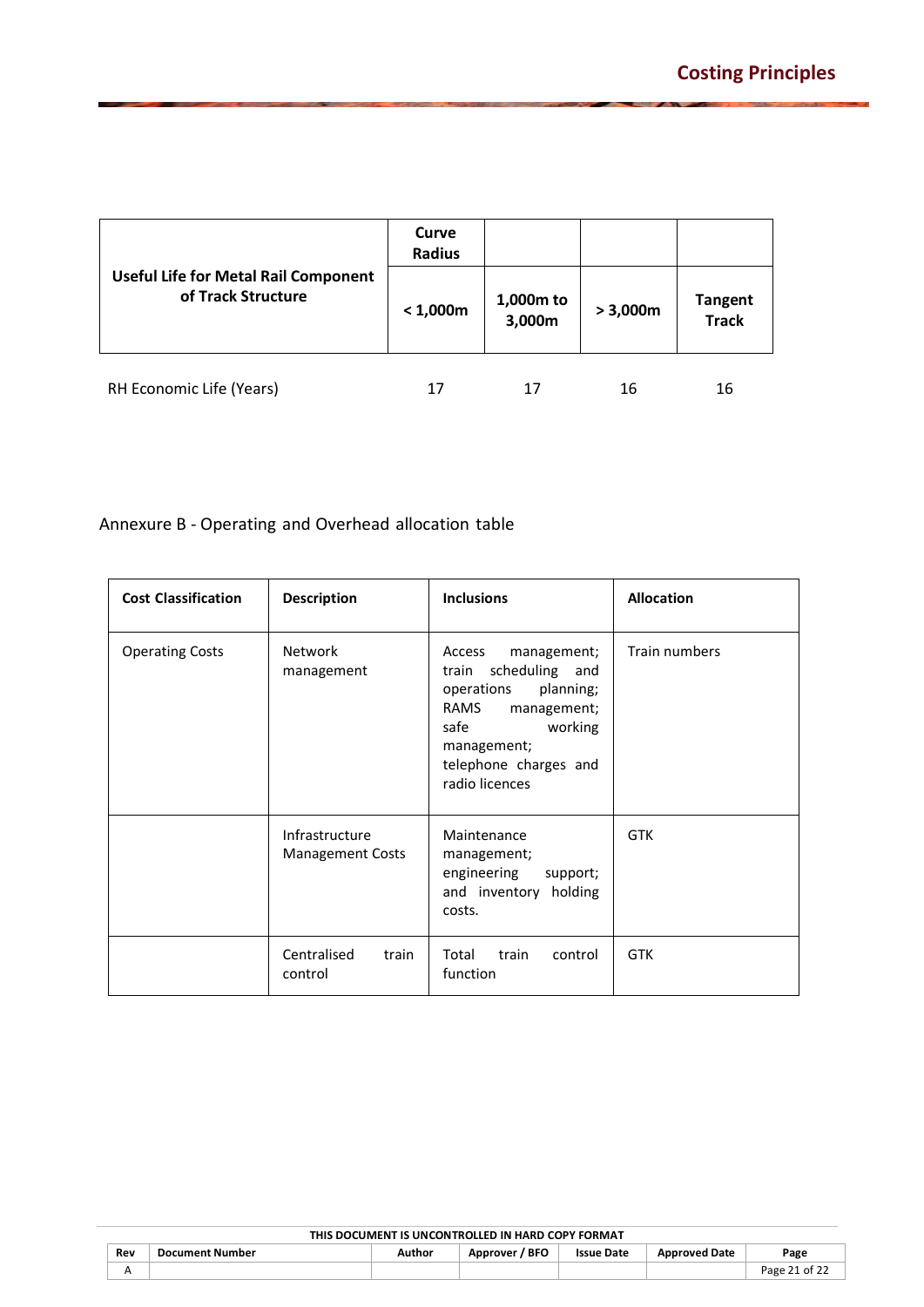| Useful Life for Metal Rail Component of Track Structure | Curve Radius | | | |
|---|---|---|---|---|
| | < 1,000m | 1,000m to 3,000m | > 3,000m | Tangent Track |
| RH Economic Life (Years) | 17 | 17 | 16 | 16 |

Annexure B - Operating and Overhead allocation table

| Cost Classification | Description | Inclusions | Allocation |
|---|---|---|---|
| Operating Costs | Network management | Access management; train scheduling and operations planning; RAMS management; safe working management; telephone charges and radio licences | Train numbers |
| | Infrastructure Management Costs | Maintenance management; engineering support; and inventory holding costs. | GTK |
| | Centralised train control | Total train control function | GTK |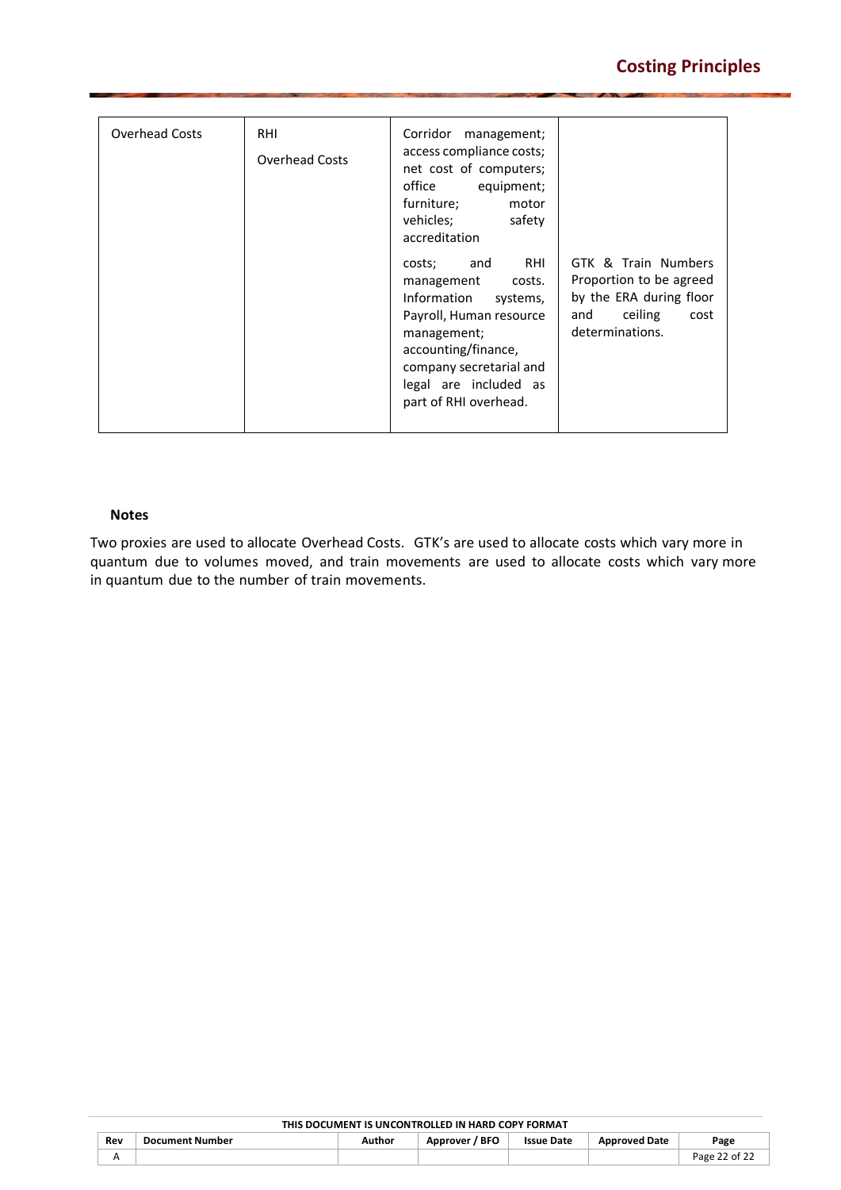| | | | |
|---|---|---|---|
| Overhead Costs | RHI<br><br>Overhead Costs | Corridor management; access compliance costs; net cost of computers; office equipment; furniture; motor vehicles; safety accreditation<br><br>costs; and RHI management costs. Information systems, Payroll, Human resource management; accounting/finance, company secretarial and legal are included as part of RHI overhead. | GTK & Train Numbers Proportion to be agreed by the ERA during floor and ceiling cost determinations. |

**Notes**

Two proxies are used to allocate Overhead Costs. GTK's are used to allocate costs which vary more in quantum due to volumes moved, and train movements are used to allocate costs which vary more in quantum due to the number of train movements.

THIS DOCUMENT IS UNCONTROLLED IN HARD COPY FORMAT

| Rev | Document Number | Author | Approver / BFO | Issue Date | Approved Date |
|---|---|---|---|---|---|
| A | | | | | |